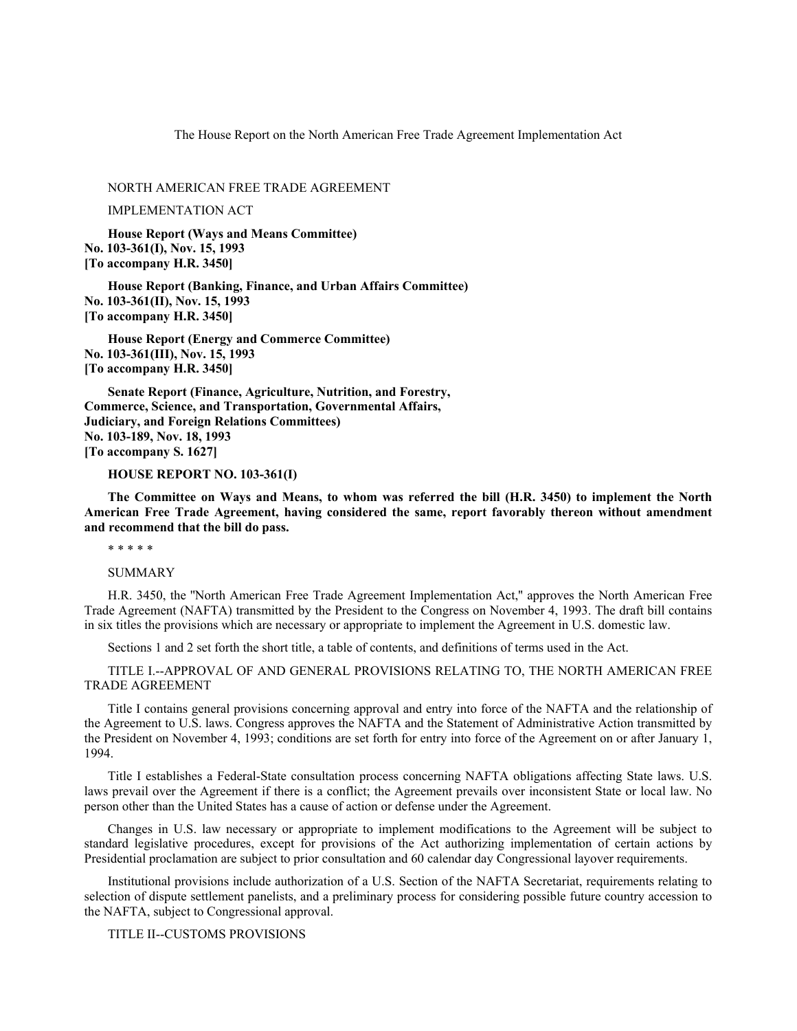The House Report on the North American Free Trade Agreement Implementation Act

NORTH AMERICAN FREE TRADE AGREEMENT

IMPLEMENTATION ACT

**House Report (Ways and Means Committee)**
**No. 103-361(I), Nov. 15, 1993**
**[To accompany H.R. 3450]**

**House Report (Banking, Finance, and Urban Affairs Committee)**
**No. 103-361(II), Nov. 15, 1993**
**[To accompany H.R. 3450]**

**House Report (Energy and Commerce Committee)**
**No. 103-361(III), Nov. 15, 1993**
**[To accompany H.R. 3450]**

**Senate Report (Finance, Agriculture, Nutrition, and Forestry, Commerce, Science, and Transportation, Governmental Affairs, Judiciary, and Foreign Relations Committees)**
**No. 103-189, Nov. 18, 1993**
**[To accompany S. 1627]**

**HOUSE REPORT NO. 103-361(I)**

**The Committee on Ways and Means, to whom was referred the bill (H.R. 3450) to implement the North American Free Trade Agreement, having considered the same, report favorably thereon without amendment and recommend that the bill do pass.**

* * * * *

SUMMARY

H.R. 3450, the "North American Free Trade Agreement Implementation Act," approves the North American Free Trade Agreement (NAFTA) transmitted by the President to the Congress on November 4, 1993. The draft bill contains in six titles the provisions which are necessary or appropriate to implement the Agreement in U.S. domestic law.

Sections 1 and 2 set forth the short title, a table of contents, and definitions of terms used in the Act.

TITLE I.--APPROVAL OF AND GENERAL PROVISIONS RELATING TO, THE NORTH AMERICAN FREE TRADE AGREEMENT

Title I contains general provisions concerning approval and entry into force of the NAFTA and the relationship of the Agreement to U.S. laws. Congress approves the NAFTA and the Statement of Administrative Action transmitted by the President on November 4, 1993; conditions are set forth for entry into force of the Agreement on or after January 1, 1994.

Title I establishes a Federal-State consultation process concerning NAFTA obligations affecting State laws. U.S. laws prevail over the Agreement if there is a conflict; the Agreement prevails over inconsistent State or local law. No person other than the United States has a cause of action or defense under the Agreement.

Changes in U.S. law necessary or appropriate to implement modifications to the Agreement will be subject to standard legislative procedures, except for provisions of the Act authorizing implementation of certain actions by Presidential proclamation are subject to prior consultation and 60 calendar day Congressional layover requirements.

Institutional provisions include authorization of a U.S. Section of the NAFTA Secretariat, requirements relating to selection of dispute settlement panelists, and a preliminary process for considering possible future country accession to the NAFTA, subject to Congressional approval.

TITLE II--CUSTOMS PROVISIONS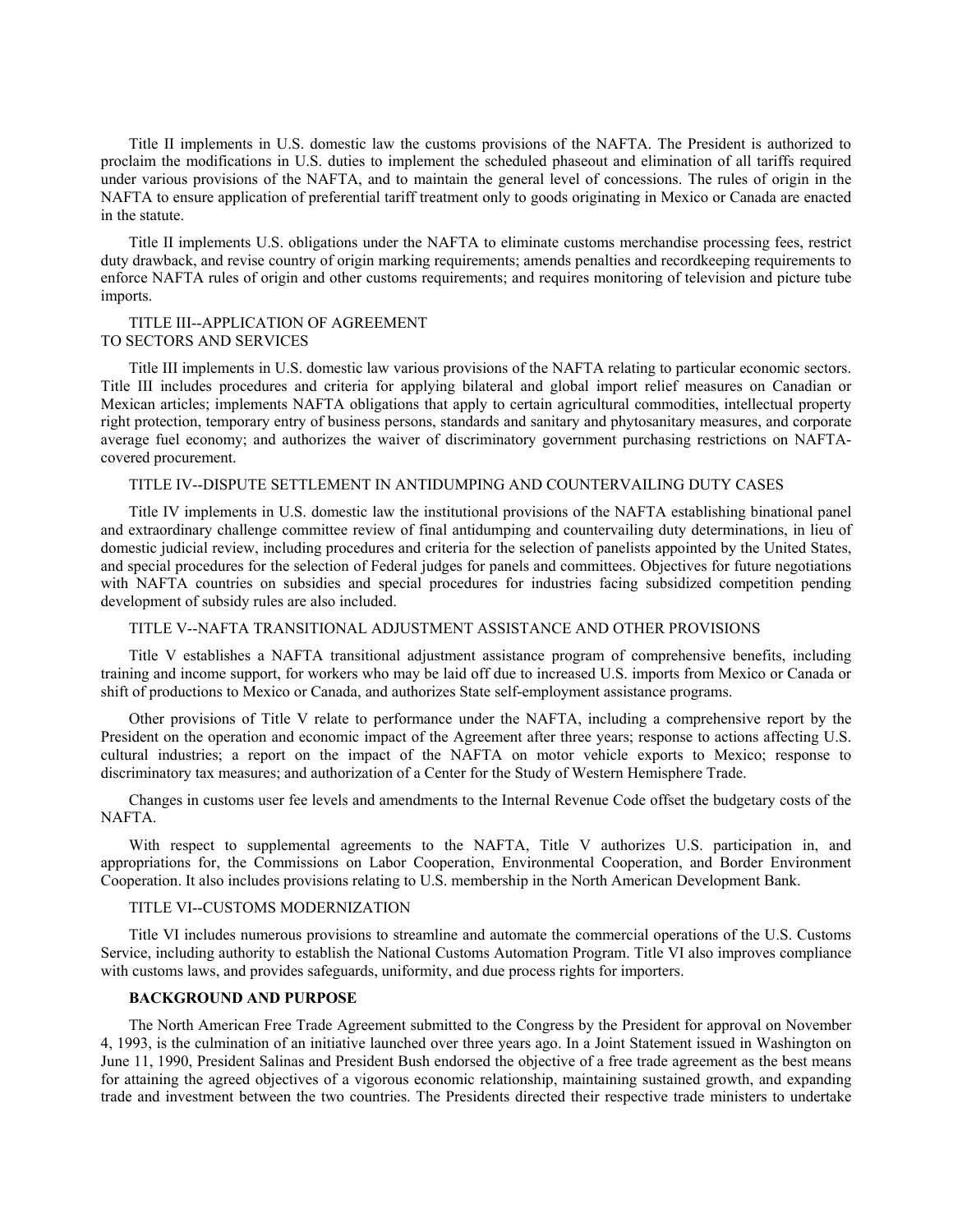Title II implements in U.S. domestic law the customs provisions of the NAFTA. The President is authorized to proclaim the modifications in U.S. duties to implement the scheduled phaseout and elimination of all tariffs required under various provisions of the NAFTA, and to maintain the general level of concessions. The rules of origin in the NAFTA to ensure application of preferential tariff treatment only to goods originating in Mexico or Canada are enacted in the statute.

Title II implements U.S. obligations under the NAFTA to eliminate customs merchandise processing fees, restrict duty drawback, and revise country of origin marking requirements; amends penalties and recordkeeping requirements to enforce NAFTA rules of origin and other customs requirements; and requires monitoring of television and picture tube imports.

TITLE III--APPLICATION OF AGREEMENT TO SECTORS AND SERVICES

Title III implements in U.S. domestic law various provisions of the NAFTA relating to particular economic sectors. Title III includes procedures and criteria for applying bilateral and global import relief measures on Canadian or Mexican articles; implements NAFTA obligations that apply to certain agricultural commodities, intellectual property right protection, temporary entry of business persons, standards and sanitary and phytosanitary measures, and corporate average fuel economy; and authorizes the waiver of discriminatory government purchasing restrictions on NAFTA-covered procurement.

TITLE IV--DISPUTE SETTLEMENT IN ANTIDUMPING AND COUNTERVAILING DUTY CASES

Title IV implements in U.S. domestic law the institutional provisions of the NAFTA establishing binational panel and extraordinary challenge committee review of final antidumping and countervailing duty determinations, in lieu of domestic judicial review, including procedures and criteria for the selection of panelists appointed by the United States, and special procedures for the selection of Federal judges for panels and committees. Objectives for future negotiations with NAFTA countries on subsidies and special procedures for industries facing subsidized competition pending development of subsidy rules are also included.

TITLE V--NAFTA TRANSITIONAL ADJUSTMENT ASSISTANCE AND OTHER PROVISIONS

Title V establishes a NAFTA transitional adjustment assistance program of comprehensive benefits, including training and income support, for workers who may be laid off due to increased U.S. imports from Mexico or Canada or shift of productions to Mexico or Canada, and authorizes State self-employment assistance programs.

Other provisions of Title V relate to performance under the NAFTA, including a comprehensive report by the President on the operation and economic impact of the Agreement after three years; response to actions affecting U.S. cultural industries; a report on the impact of the NAFTA on motor vehicle exports to Mexico; response to discriminatory tax measures; and authorization of a Center for the Study of Western Hemisphere Trade.

Changes in customs user fee levels and amendments to the Internal Revenue Code offset the budgetary costs of the NAFTA.

With respect to supplemental agreements to the NAFTA, Title V authorizes U.S. participation in, and appropriations for, the Commissions on Labor Cooperation, Environmental Cooperation, and Border Environment Cooperation. It also includes provisions relating to U.S. membership in the North American Development Bank.

TITLE VI--CUSTOMS MODERNIZATION

Title VI includes numerous provisions to streamline and automate the commercial operations of the U.S. Customs Service, including authority to establish the National Customs Automation Program. Title VI also improves compliance with customs laws, and provides safeguards, uniformity, and due process rights for importers.

**BACKGROUND AND PURPOSE**

The North American Free Trade Agreement submitted to the Congress by the President for approval on November 4, 1993, is the culmination of an initiative launched over three years ago. In a Joint Statement issued in Washington on June 11, 1990, President Salinas and President Bush endorsed the objective of a free trade agreement as the best means for attaining the agreed objectives of a vigorous economic relationship, maintaining sustained growth, and expanding trade and investment between the two countries. The Presidents directed their respective trade ministers to undertake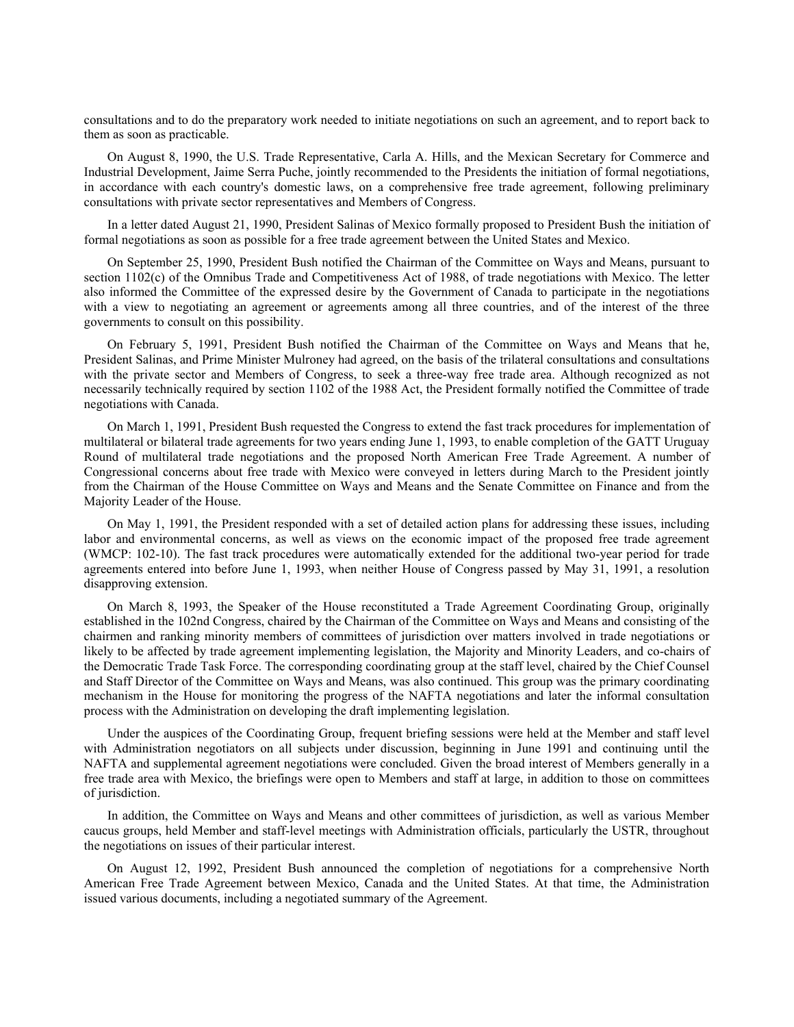consultations and to do the preparatory work needed to initiate negotiations on such an agreement, and to report back to them as soon as practicable.

On August 8, 1990, the U.S. Trade Representative, Carla A. Hills, and the Mexican Secretary for Commerce and Industrial Development, Jaime Serra Puche, jointly recommended to the Presidents the initiation of formal negotiations, in accordance with each country's domestic laws, on a comprehensive free trade agreement, following preliminary consultations with private sector representatives and Members of Congress.

In a letter dated August 21, 1990, President Salinas of Mexico formally proposed to President Bush the initiation of formal negotiations as soon as possible for a free trade agreement between the United States and Mexico.

On September 25, 1990, President Bush notified the Chairman of the Committee on Ways and Means, pursuant to section 1102(c) of the Omnibus Trade and Competitiveness Act of 1988, of trade negotiations with Mexico. The letter also informed the Committee of the expressed desire by the Government of Canada to participate in the negotiations with a view to negotiating an agreement or agreements among all three countries, and of the interest of the three governments to consult on this possibility.

On February 5, 1991, President Bush notified the Chairman of the Committee on Ways and Means that he, President Salinas, and Prime Minister Mulroney had agreed, on the basis of the trilateral consultations and consultations with the private sector and Members of Congress, to seek a three-way free trade area. Although recognized as not necessarily technically required by section 1102 of the 1988 Act, the President formally notified the Committee of trade negotiations with Canada.

On March 1, 1991, President Bush requested the Congress to extend the fast track procedures for implementation of multilateral or bilateral trade agreements for two years ending June 1, 1993, to enable completion of the GATT Uruguay Round of multilateral trade negotiations and the proposed North American Free Trade Agreement. A number of Congressional concerns about free trade with Mexico were conveyed in letters during March to the President jointly from the Chairman of the House Committee on Ways and Means and the Senate Committee on Finance and from the Majority Leader of the House.

On May 1, 1991, the President responded with a set of detailed action plans for addressing these issues, including labor and environmental concerns, as well as views on the economic impact of the proposed free trade agreement (WMCP: 102-10). The fast track procedures were automatically extended for the additional two-year period for trade agreements entered into before June 1, 1993, when neither House of Congress passed by May 31, 1991, a resolution disapproving extension.

On March 8, 1993, the Speaker of the House reconstituted a Trade Agreement Coordinating Group, originally established in the 102nd Congress, chaired by the Chairman of the Committee on Ways and Means and consisting of the chairmen and ranking minority members of committees of jurisdiction over matters involved in trade negotiations or likely to be affected by trade agreement implementing legislation, the Majority and Minority Leaders, and co-chairs of the Democratic Trade Task Force. The corresponding coordinating group at the staff level, chaired by the Chief Counsel and Staff Director of the Committee on Ways and Means, was also continued. This group was the primary coordinating mechanism in the House for monitoring the progress of the NAFTA negotiations and later the informal consultation process with the Administration on developing the draft implementing legislation.

Under the auspices of the Coordinating Group, frequent briefing sessions were held at the Member and staff level with Administration negotiators on all subjects under discussion, beginning in June 1991 and continuing until the NAFTA and supplemental agreement negotiations were concluded. Given the broad interest of Members generally in a free trade area with Mexico, the briefings were open to Members and staff at large, in addition to those on committees of jurisdiction.

In addition, the Committee on Ways and Means and other committees of jurisdiction, as well as various Member caucus groups, held Member and staff-level meetings with Administration officials, particularly the USTR, throughout the negotiations on issues of their particular interest.

On August 12, 1992, President Bush announced the completion of negotiations for a comprehensive North American Free Trade Agreement between Mexico, Canada and the United States. At that time, the Administration issued various documents, including a negotiated summary of the Agreement.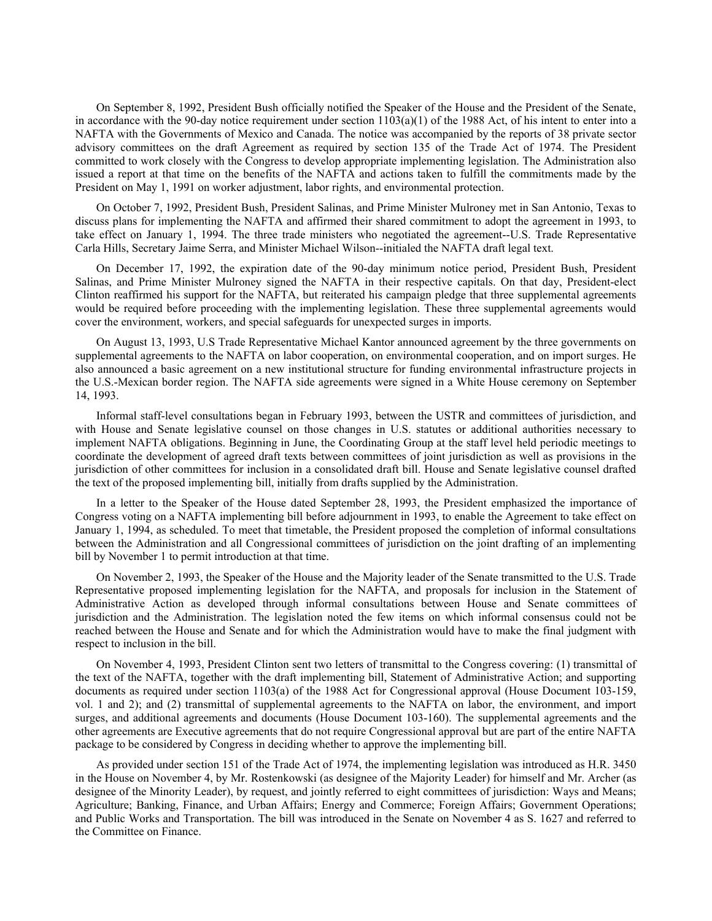On September 8, 1992, President Bush officially notified the Speaker of the House and the President of the Senate, in accordance with the 90-day notice requirement under section 1103(a)(1) of the 1988 Act, of his intent to enter into a NAFTA with the Governments of Mexico and Canada. The notice was accompanied by the reports of 38 private sector advisory committees on the draft Agreement as required by section 135 of the Trade Act of 1974. The President committed to work closely with the Congress to develop appropriate implementing legislation. The Administration also issued a report at that time on the benefits of the NAFTA and actions taken to fulfill the commitments made by the President on May 1, 1991 on worker adjustment, labor rights, and environmental protection.

On October 7, 1992, President Bush, President Salinas, and Prime Minister Mulroney met in San Antonio, Texas to discuss plans for implementing the NAFTA and affirmed their shared commitment to adopt the agreement in 1993, to take effect on January 1, 1994. The three trade ministers who negotiated the agreement--U.S. Trade Representative Carla Hills, Secretary Jaime Serra, and Minister Michael Wilson--initialed the NAFTA draft legal text.

On December 17, 1992, the expiration date of the 90-day minimum notice period, President Bush, President Salinas, and Prime Minister Mulroney signed the NAFTA in their respective capitals. On that day, President-elect Clinton reaffirmed his support for the NAFTA, but reiterated his campaign pledge that three supplemental agreements would be required before proceeding with the implementing legislation. These three supplemental agreements would cover the environment, workers, and special safeguards for unexpected surges in imports.

On August 13, 1993, U.S Trade Representative Michael Kantor announced agreement by the three governments on supplemental agreements to the NAFTA on labor cooperation, on environmental cooperation, and on import surges. He also announced a basic agreement on a new institutional structure for funding environmental infrastructure projects in the U.S.-Mexican border region. The NAFTA side agreements were signed in a White House ceremony on September 14, 1993.

Informal staff-level consultations began in February 1993, between the USTR and committees of jurisdiction, and with House and Senate legislative counsel on those changes in U.S. statutes or additional authorities necessary to implement NAFTA obligations. Beginning in June, the Coordinating Group at the staff level held periodic meetings to coordinate the development of agreed draft texts between committees of joint jurisdiction as well as provisions in the jurisdiction of other committees for inclusion in a consolidated draft bill. House and Senate legislative counsel drafted the text of the proposed implementing bill, initially from drafts supplied by the Administration.

In a letter to the Speaker of the House dated September 28, 1993, the President emphasized the importance of Congress voting on a NAFTA implementing bill before adjournment in 1993, to enable the Agreement to take effect on January 1, 1994, as scheduled. To meet that timetable, the President proposed the completion of informal consultations between the Administration and all Congressional committees of jurisdiction on the joint drafting of an implementing bill by November 1 to permit introduction at that time.

On November 2, 1993, the Speaker of the House and the Majority leader of the Senate transmitted to the U.S. Trade Representative proposed implementing legislation for the NAFTA, and proposals for inclusion in the Statement of Administrative Action as developed through informal consultations between House and Senate committees of jurisdiction and the Administration. The legislation noted the few items on which informal consensus could not be reached between the House and Senate and for which the Administration would have to make the final judgment with respect to inclusion in the bill.

On November 4, 1993, President Clinton sent two letters of transmittal to the Congress covering: (1) transmittal of the text of the NAFTA, together with the draft implementing bill, Statement of Administrative Action; and supporting documents as required under section 1103(a) of the 1988 Act for Congressional approval (House Document 103-159, vol. 1 and 2); and (2) transmittal of supplemental agreements to the NAFTA on labor, the environment, and import surges, and additional agreements and documents (House Document 103-160). The supplemental agreements and the other agreements are Executive agreements that do not require Congressional approval but are part of the entire NAFTA package to be considered by Congress in deciding whether to approve the implementing bill.

As provided under section 151 of the Trade Act of 1974, the implementing legislation was introduced as H.R. 3450 in the House on November 4, by Mr. Rostenkowski (as designee of the Majority Leader) for himself and Mr. Archer (as designee of the Minority Leader), by request, and jointly referred to eight committees of jurisdiction: Ways and Means; Agriculture; Banking, Finance, and Urban Affairs; Energy and Commerce; Foreign Affairs; Government Operations; and Public Works and Transportation. The bill was introduced in the Senate on November 4 as S. 1627 and referred to the Committee on Finance.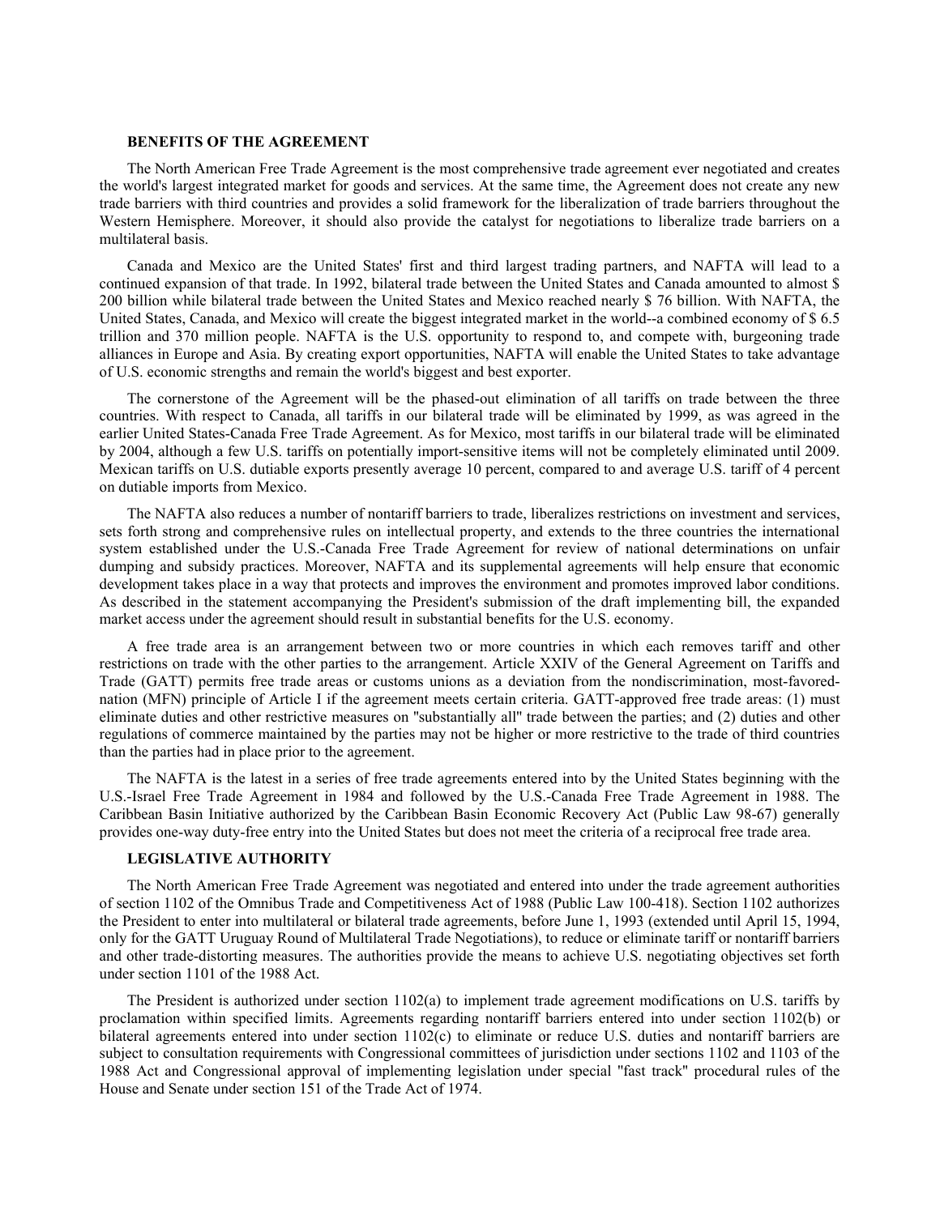### BENEFITS OF THE AGREEMENT

The North American Free Trade Agreement is the most comprehensive trade agreement ever negotiated and creates the world's largest integrated market for goods and services. At the same time, the Agreement does not create any new trade barriers with third countries and provides a solid framework for the liberalization of trade barriers throughout the Western Hemisphere. Moreover, it should also provide the catalyst for negotiations to liberalize trade barriers on a multilateral basis.

Canada and Mexico are the United States' first and third largest trading partners, and NAFTA will lead to a continued expansion of that trade. In 1992, bilateral trade between the United States and Canada amounted to almost $ 200 billion while bilateral trade between the United States and Mexico reached nearly $ 76 billion. With NAFTA, the United States, Canada, and Mexico will create the biggest integrated market in the world--a combined economy of $ 6.5 trillion and 370 million people. NAFTA is the U.S. opportunity to respond to, and compete with, burgeoning trade alliances in Europe and Asia. By creating export opportunities, NAFTA will enable the United States to take advantage of U.S. economic strengths and remain the world's biggest and best exporter.

The cornerstone of the Agreement will be the phased-out elimination of all tariffs on trade between the three countries. With respect to Canada, all tariffs in our bilateral trade will be eliminated by 1999, as was agreed in the earlier United States-Canada Free Trade Agreement. As for Mexico, most tariffs in our bilateral trade will be eliminated by 2004, although a few U.S. tariffs on potentially import-sensitive items will not be completely eliminated until 2009. Mexican tariffs on U.S. dutiable exports presently average 10 percent, compared to and average U.S. tariff of 4 percent on dutiable imports from Mexico.

The NAFTA also reduces a number of nontariff barriers to trade, liberalizes restrictions on investment and services, sets forth strong and comprehensive rules on intellectual property, and extends to the three countries the international system established under the U.S.-Canada Free Trade Agreement for review of national determinations on unfair dumping and subsidy practices. Moreover, NAFTA and its supplemental agreements will help ensure that economic development takes place in a way that protects and improves the environment and promotes improved labor conditions. As described in the statement accompanying the President's submission of the draft implementing bill, the expanded market access under the agreement should result in substantial benefits for the U.S. economy.

A free trade area is an arrangement between two or more countries in which each removes tariff and other restrictions on trade with the other parties to the arrangement. Article XXIV of the General Agreement on Tariffs and Trade (GATT) permits free trade areas or customs unions as a deviation from the nondiscrimination, most-favored-nation (MFN) principle of Article I if the agreement meets certain criteria. GATT-approved free trade areas: (1) must eliminate duties and other restrictive measures on "substantially all" trade between the parties; and (2) duties and other regulations of commerce maintained by the parties may not be higher or more restrictive to the trade of third countries than the parties had in place prior to the agreement.

The NAFTA is the latest in a series of free trade agreements entered into by the United States beginning with the U.S.-Israel Free Trade Agreement in 1984 and followed by the U.S.-Canada Free Trade Agreement in 1988. The Caribbean Basin Initiative authorized by the Caribbean Basin Economic Recovery Act (Public Law 98-67) generally provides one-way duty-free entry into the United States but does not meet the criteria of a reciprocal free trade area.

### LEGISLATIVE AUTHORITY

The North American Free Trade Agreement was negotiated and entered into under the trade agreement authorities of section 1102 of the Omnibus Trade and Competitiveness Act of 1988 (Public Law 100-418). Section 1102 authorizes the President to enter into multilateral or bilateral trade agreements, before June 1, 1993 (extended until April 15, 1994, only for the GATT Uruguay Round of Multilateral Trade Negotiations), to reduce or eliminate tariff or nontariff barriers and other trade-distorting measures. The authorities provide the means to achieve U.S. negotiating objectives set forth under section 1101 of the 1988 Act.

The President is authorized under section 1102(a) to implement trade agreement modifications on U.S. tariffs by proclamation within specified limits. Agreements regarding nontariff barriers entered into under section 1102(b) or bilateral agreements entered into under section 1102(c) to eliminate or reduce U.S. duties and nontariff barriers are subject to consultation requirements with Congressional committees of jurisdiction under sections 1102 and 1103 of the 1988 Act and Congressional approval of implementing legislation under special "fast track" procedural rules of the House and Senate under section 151 of the Trade Act of 1974.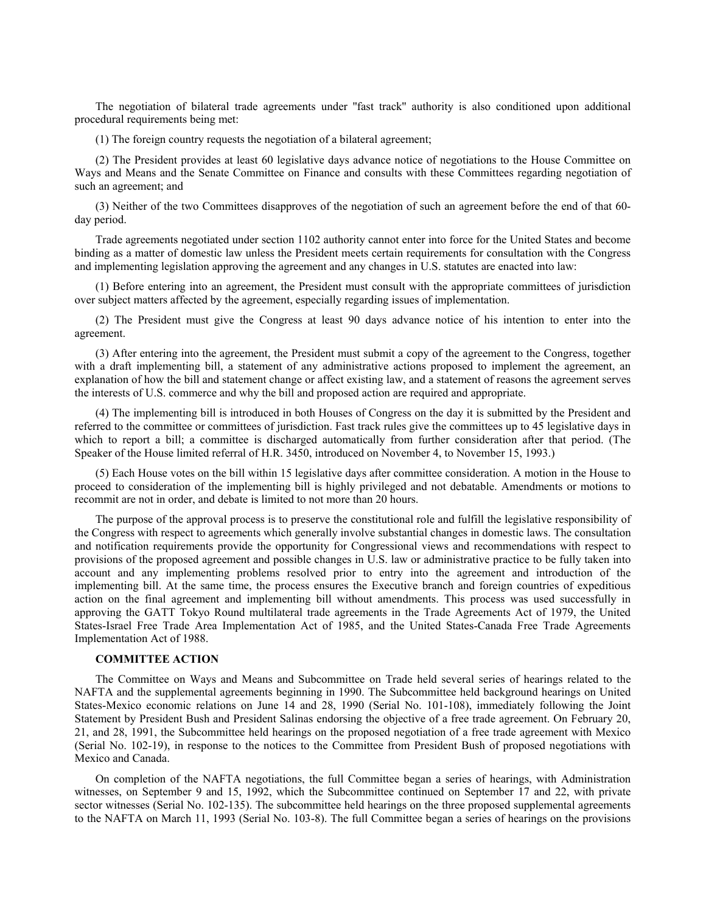The negotiation of bilateral trade agreements under "fast track" authority is also conditioned upon additional procedural requirements being met:

(1) The foreign country requests the negotiation of a bilateral agreement;

(2) The President provides at least 60 legislative days advance notice of negotiations to the House Committee on Ways and Means and the Senate Committee on Finance and consults with these Committees regarding negotiation of such an agreement; and

(3) Neither of the two Committees disapproves of the negotiation of such an agreement before the end of that 60-day period.

Trade agreements negotiated under section 1102 authority cannot enter into force for the United States and become binding as a matter of domestic law unless the President meets certain requirements for consultation with the Congress and implementing legislation approving the agreement and any changes in U.S. statutes are enacted into law:

(1) Before entering into an agreement, the President must consult with the appropriate committees of jurisdiction over subject matters affected by the agreement, especially regarding issues of implementation.

(2) The President must give the Congress at least 90 days advance notice of his intention to enter into the agreement.

(3) After entering into the agreement, the President must submit a copy of the agreement to the Congress, together with a draft implementing bill, a statement of any administrative actions proposed to implement the agreement, an explanation of how the bill and statement change or affect existing law, and a statement of reasons the agreement serves the interests of U.S. commerce and why the bill and proposed action are required and appropriate.

(4) The implementing bill is introduced in both Houses of Congress on the day it is submitted by the President and referred to the committee or committees of jurisdiction. Fast track rules give the committees up to 45 legislative days in which to report a bill; a committee is discharged automatically from further consideration after that period. (The Speaker of the House limited referral of H.R. 3450, introduced on November 4, to November 15, 1993.)

(5) Each House votes on the bill within 15 legislative days after committee consideration. A motion in the House to proceed to consideration of the implementing bill is highly privileged and not debatable. Amendments or motions to recommit are not in order, and debate is limited to not more than 20 hours.

The purpose of the approval process is to preserve the constitutional role and fulfill the legislative responsibility of the Congress with respect to agreements which generally involve substantial changes in domestic laws. The consultation and notification requirements provide the opportunity for Congressional views and recommendations with respect to provisions of the proposed agreement and possible changes in U.S. law or administrative practice to be fully taken into account and any implementing problems resolved prior to entry into the agreement and introduction of the implementing bill. At the same time, the process ensures the Executive branch and foreign countries of expeditious action on the final agreement and implementing bill without amendments. This process was used successfully in approving the GATT Tokyo Round multilateral trade agreements in the Trade Agreements Act of 1979, the United States-Israel Free Trade Area Implementation Act of 1985, and the United States-Canada Free Trade Agreements Implementation Act of 1988.

**COMMITTEE ACTION**

The Committee on Ways and Means and Subcommittee on Trade held several series of hearings related to the NAFTA and the supplemental agreements beginning in 1990. The Subcommittee held background hearings on United States-Mexico economic relations on June 14 and 28, 1990 (Serial No. 101-108), immediately following the Joint Statement by President Bush and President Salinas endorsing the objective of a free trade agreement. On February 20, 21, and 28, 1991, the Subcommittee held hearings on the proposed negotiation of a free trade agreement with Mexico (Serial No. 102-19), in response to the notices to the Committee from President Bush of proposed negotiations with Mexico and Canada.

On completion of the NAFTA negotiations, the full Committee began a series of hearings, with Administration witnesses, on September 9 and 15, 1992, which the Subcommittee continued on September 17 and 22, with private sector witnesses (Serial No. 102-135). The subcommittee held hearings on the three proposed supplemental agreements to the NAFTA on March 11, 1993 (Serial No. 103-8). The full Committee began a series of hearings on the provisions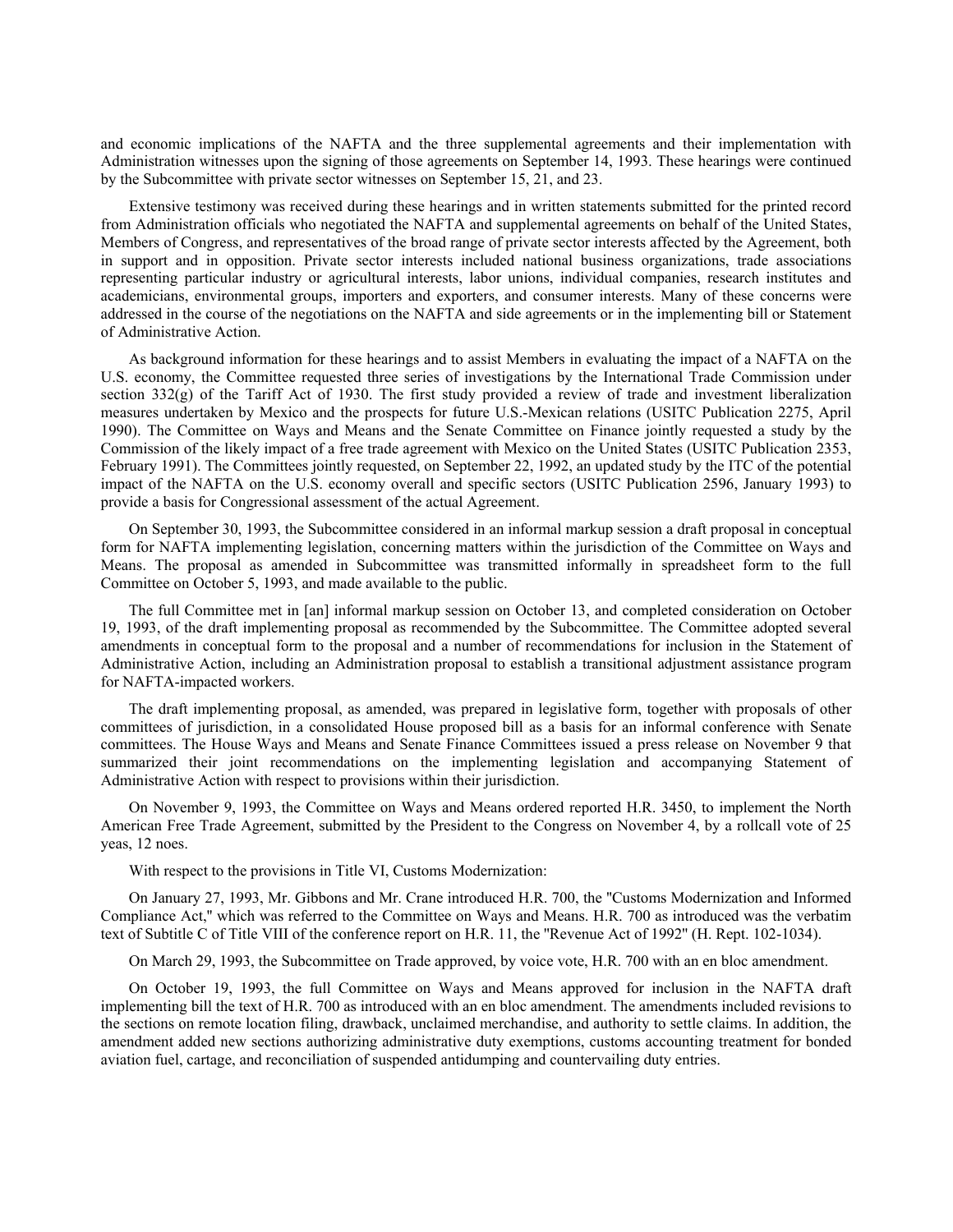and economic implications of the NAFTA and the three supplemental agreements and their implementation with Administration witnesses upon the signing of those agreements on September 14, 1993. These hearings were continued by the Subcommittee with private sector witnesses on September 15, 21, and 23.

Extensive testimony was received during these hearings and in written statements submitted for the printed record from Administration officials who negotiated the NAFTA and supplemental agreements on behalf of the United States, Members of Congress, and representatives of the broad range of private sector interests affected by the Agreement, both in support and in opposition. Private sector interests included national business organizations, trade associations representing particular industry or agricultural interests, labor unions, individual companies, research institutes and academicians, environmental groups, importers and exporters, and consumer interests. Many of these concerns were addressed in the course of the negotiations on the NAFTA and side agreements or in the implementing bill or Statement of Administrative Action.

As background information for these hearings and to assist Members in evaluating the impact of a NAFTA on the U.S. economy, the Committee requested three series of investigations by the International Trade Commission under section 332(g) of the Tariff Act of 1930. The first study provided a review of trade and investment liberalization measures undertaken by Mexico and the prospects for future U.S.-Mexican relations (USITC Publication 2275, April 1990). The Committee on Ways and Means and the Senate Committee on Finance jointly requested a study by the Commission of the likely impact of a free trade agreement with Mexico on the United States (USITC Publication 2353, February 1991). The Committees jointly requested, on September 22, 1992, an updated study by the ITC of the potential impact of the NAFTA on the U.S. economy overall and specific sectors (USITC Publication 2596, January 1993) to provide a basis for Congressional assessment of the actual Agreement.

On September 30, 1993, the Subcommittee considered in an informal markup session a draft proposal in conceptual form for NAFTA implementing legislation, concerning matters within the jurisdiction of the Committee on Ways and Means. The proposal as amended in Subcommittee was transmitted informally in spreadsheet form to the full Committee on October 5, 1993, and made available to the public.

The full Committee met in [an] informal markup session on October 13, and completed consideration on October 19, 1993, of the draft implementing proposal as recommended by the Subcommittee. The Committee adopted several amendments in conceptual form to the proposal and a number of recommendations for inclusion in the Statement of Administrative Action, including an Administration proposal to establish a transitional adjustment assistance program for NAFTA-impacted workers.

The draft implementing proposal, as amended, was prepared in legislative form, together with proposals of other committees of jurisdiction, in a consolidated House proposed bill as a basis for an informal conference with Senate committees. The House Ways and Means and Senate Finance Committees issued a press release on November 9 that summarized their joint recommendations on the implementing legislation and accompanying Statement of Administrative Action with respect to provisions within their jurisdiction.

On November 9, 1993, the Committee on Ways and Means ordered reported H.R. 3450, to implement the North American Free Trade Agreement, submitted by the President to the Congress on November 4, by a rollcall vote of 25 yeas, 12 noes.

With respect to the provisions in Title VI, Customs Modernization:

On January 27, 1993, Mr. Gibbons and Mr. Crane introduced H.R. 700, the "Customs Modernization and Informed Compliance Act," which was referred to the Committee on Ways and Means. H.R. 700 as introduced was the verbatim text of Subtitle C of Title VIII of the conference report on H.R. 11, the "Revenue Act of 1992" (H. Rept. 102-1034).

On March 29, 1993, the Subcommittee on Trade approved, by voice vote, H.R. 700 with an en bloc amendment.

On October 19, 1993, the full Committee on Ways and Means approved for inclusion in the NAFTA draft implementing bill the text of H.R. 700 as introduced with an en bloc amendment. The amendments included revisions to the sections on remote location filing, drawback, unclaimed merchandise, and authority to settle claims. In addition, the amendment added new sections authorizing administrative duty exemptions, customs accounting treatment for bonded aviation fuel, cartage, and reconciliation of suspended antidumping and countervailing duty entries.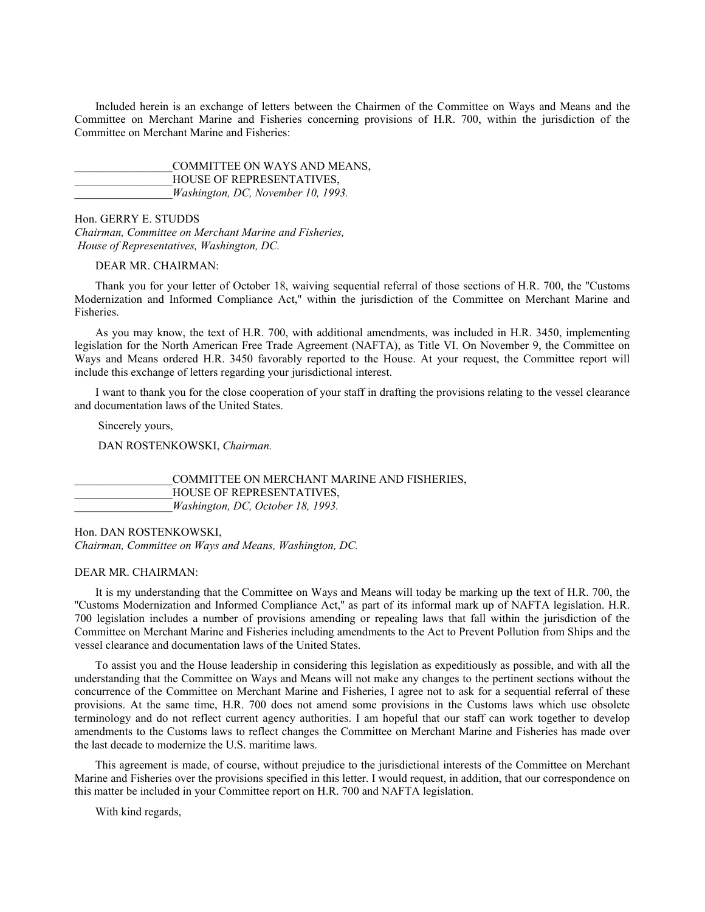Included herein is an exchange of letters between the Chairmen of the Committee on Ways and Means and the Committee on Merchant Marine and Fisheries concerning provisions of H.R. 700, within the jurisdiction of the Committee on Merchant Marine and Fisheries:

_________________COMMITTEE ON WAYS AND MEANS,
_________________HOUSE OF REPRESENTATIVES,
_________________*Washington, DC, November 10, 1993.*

Hon. GERRY E. STUDDS
*Chairman, Committee on Merchant Marine and Fisheries,*
*House of Representatives, Washington, DC.*

DEAR MR. CHAIRMAN:

Thank you for your letter of October 18, waiving sequential referral of those sections of H.R. 700, the "Customs Modernization and Informed Compliance Act," within the jurisdiction of the Committee on Merchant Marine and Fisheries.

As you may know, the text of H.R. 700, with additional amendments, was included in H.R. 3450, implementing legislation for the North American Free Trade Agreement (NAFTA), as Title VI. On November 9, the Committee on Ways and Means ordered H.R. 3450 favorably reported to the House. At your request, the Committee report will include this exchange of letters regarding your jurisdictional interest.

I want to thank you for the close cooperation of your staff in drafting the provisions relating to the vessel clearance and documentation laws of the United States.

Sincerely yours,

DAN ROSTENKOWSKI, *Chairman.*

_________________COMMITTEE ON MERCHANT MARINE AND FISHERIES,
_________________HOUSE OF REPRESENTATIVES,
_________________*Washington, DC, October 18, 1993.*

Hon. DAN ROSTENKOWSKI,
*Chairman, Committee on Ways and Means, Washington, DC.*

DEAR MR. CHAIRMAN:

It is my understanding that the Committee on Ways and Means will today be marking up the text of H.R. 700, the "Customs Modernization and Informed Compliance Act," as part of its informal mark up of NAFTA legislation. H.R. 700 legislation includes a number of provisions amending or repealing laws that fall within the jurisdiction of the Committee on Merchant Marine and Fisheries including amendments to the Act to Prevent Pollution from Ships and the vessel clearance and documentation laws of the United States.

To assist you and the House leadership in considering this legislation as expeditiously as possible, and with all the understanding that the Committee on Ways and Means will not make any changes to the pertinent sections without the concurrence of the Committee on Merchant Marine and Fisheries, I agree not to ask for a sequential referral of these provisions. At the same time, H.R. 700 does not amend some provisions in the Customs laws which use obsolete terminology and do not reflect current agency authorities. I am hopeful that our staff can work together to develop amendments to the Customs laws to reflect changes the Committee on Merchant Marine and Fisheries has made over the last decade to modernize the U.S. maritime laws.

This agreement is made, of course, without prejudice to the jurisdictional interests of the Committee on Merchant Marine and Fisheries over the provisions specified in this letter. I would request, in addition, that our correspondence on this matter be included in your Committee report on H.R. 700 and NAFTA legislation.

With kind regards,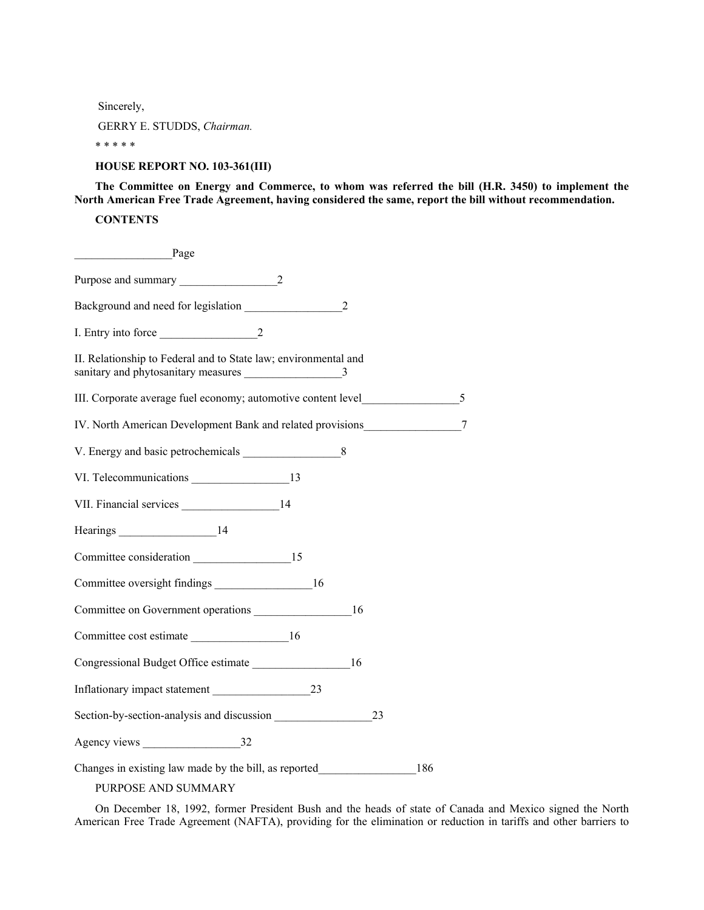Sincerely,

GERRY E. STUDDS, *Chairman.*

* * * * *

**HOUSE REPORT NO. 103-361(III)**

**The Committee on Energy and Commerce, to whom was referred the bill (H.R. 3450) to implement the North American Free Trade Agreement, having considered the same, report the bill without recommendation.**

**CONTENTS**

| | Page |
|---|---|
| Purpose and summary | 2 |
| Background and need for legislation | 2 |
| I. Entry into force | 2 |
| II. Relationship to Federal and to State law; environmental and sanitary and phytosanitary measures | 3 |
| III. Corporate average fuel economy; automotive content level | 5 |
| IV. North American Development Bank and related provisions | 7 |
| V. Energy and basic petrochemicals | 8 |
| VI. Telecommunications | 13 |
| VII. Financial services | 14 |
| Hearings | 14 |
| Committee consideration | 15 |
| Committee oversight findings | 16 |
| Committee on Government operations | 16 |
| Committee cost estimate | 16 |
| Congressional Budget Office estimate | 16 |
| Inflationary impact statement | 23 |
| Section-by-section-analysis and discussion | 23 |
| Agency views | 32 |
| Changes in existing law made by the bill, as reported | 186 |

PURPOSE AND SUMMARY

On December 18, 1992, former President Bush and the heads of state of Canada and Mexico signed the North American Free Trade Agreement (NAFTA), providing for the elimination or reduction in tariffs and other barriers to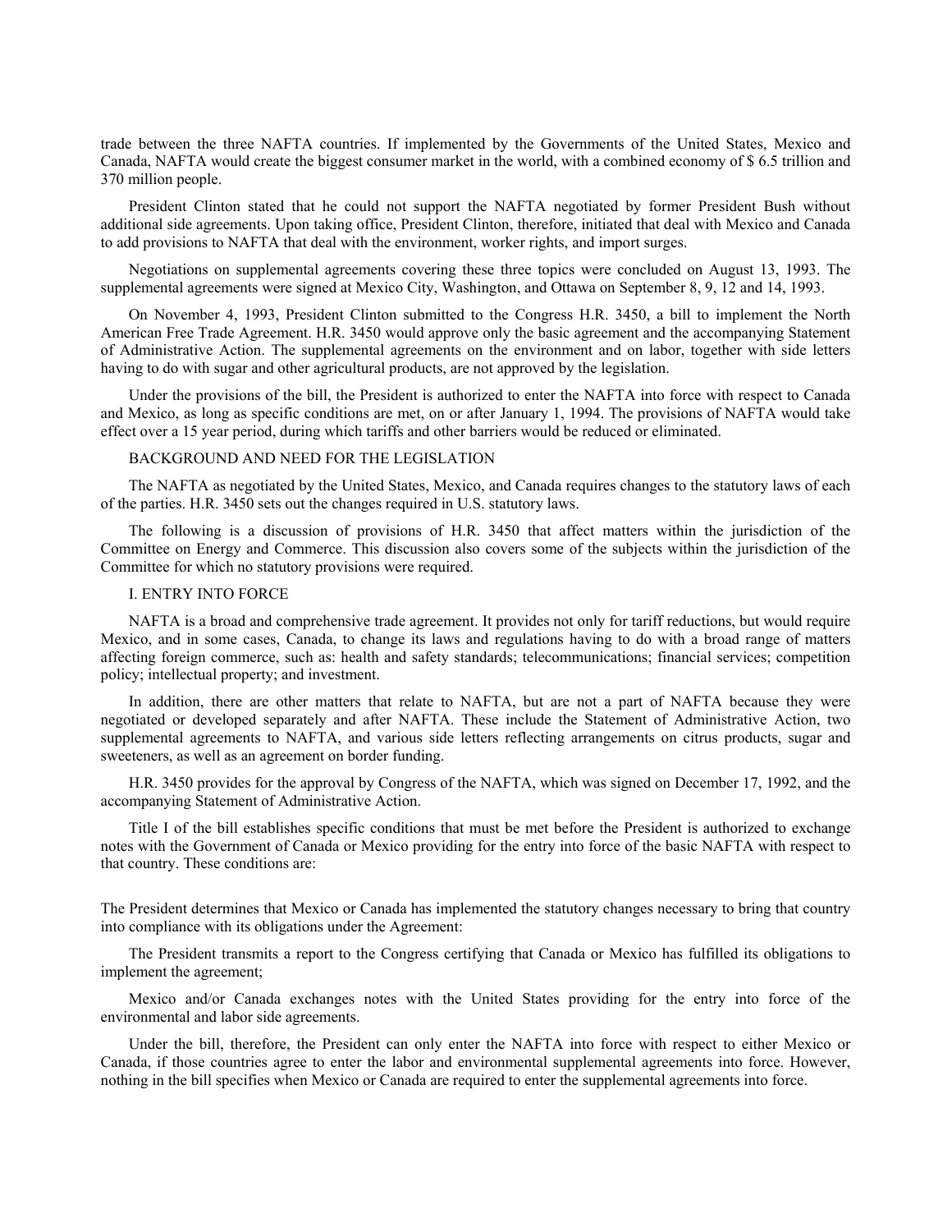trade between the three NAFTA countries. If implemented by the Governments of the United States, Mexico and Canada, NAFTA would create the biggest consumer market in the world, with a combined economy of $ 6.5 trillion and 370 million people.

President Clinton stated that he could not support the NAFTA negotiated by former President Bush without additional side agreements. Upon taking office, President Clinton, therefore, initiated that deal with Mexico and Canada to add provisions to NAFTA that deal with the environment, worker rights, and import surges.

Negotiations on supplemental agreements covering these three topics were concluded on August 13, 1993. The supplemental agreements were signed at Mexico City, Washington, and Ottawa on September 8, 9, 12 and 14, 1993.

On November 4, 1993, President Clinton submitted to the Congress H.R. 3450, a bill to implement the North American Free Trade Agreement. H.R. 3450 would approve only the basic agreement and the accompanying Statement of Administrative Action. The supplemental agreements on the environment and on labor, together with side letters having to do with sugar and other agricultural products, are not approved by the legislation.

Under the provisions of the bill, the President is authorized to enter the NAFTA into force with respect to Canada and Mexico, as long as specific conditions are met, on or after January 1, 1994. The provisions of NAFTA would take effect over a 15 year period, during which tariffs and other barriers would be reduced or eliminated.

BACKGROUND AND NEED FOR THE LEGISLATION

The NAFTA as negotiated by the United States, Mexico, and Canada requires changes to the statutory laws of each of the parties. H.R. 3450 sets out the changes required in U.S. statutory laws.

The following is a discussion of provisions of H.R. 3450 that affect matters within the jurisdiction of the Committee on Energy and Commerce. This discussion also covers some of the subjects within the jurisdiction of the Committee for which no statutory provisions were required.

I. ENTRY INTO FORCE

NAFTA is a broad and comprehensive trade agreement. It provides not only for tariff reductions, but would require Mexico, and in some cases, Canada, to change its laws and regulations having to do with a broad range of matters affecting foreign commerce, such as: health and safety standards; telecommunications; financial services; competition policy; intellectual property; and investment.

In addition, there are other matters that relate to NAFTA, but are not a part of NAFTA because they were negotiated or developed separately and after NAFTA. These include the Statement of Administrative Action, two supplemental agreements to NAFTA, and various side letters reflecting arrangements on citrus products, sugar and sweeteners, as well as an agreement on border funding.

H.R. 3450 provides for the approval by Congress of the NAFTA, which was signed on December 17, 1992, and the accompanying Statement of Administrative Action.

Title I of the bill establishes specific conditions that must be met before the President is authorized to exchange notes with the Government of Canada or Mexico providing for the entry into force of the basic NAFTA with respect to that country. These conditions are:

The President determines that Mexico or Canada has implemented the statutory changes necessary to bring that country into compliance with its obligations under the Agreement:

The President transmits a report to the Congress certifying that Canada or Mexico has fulfilled its obligations to implement the agreement;

Mexico and/or Canada exchanges notes with the United States providing for the entry into force of the environmental and labor side agreements.

Under the bill, therefore, the President can only enter the NAFTA into force with respect to either Mexico or Canada, if those countries agree to enter the labor and environmental supplemental agreements into force. However, nothing in the bill specifies when Mexico or Canada are required to enter the supplemental agreements into force.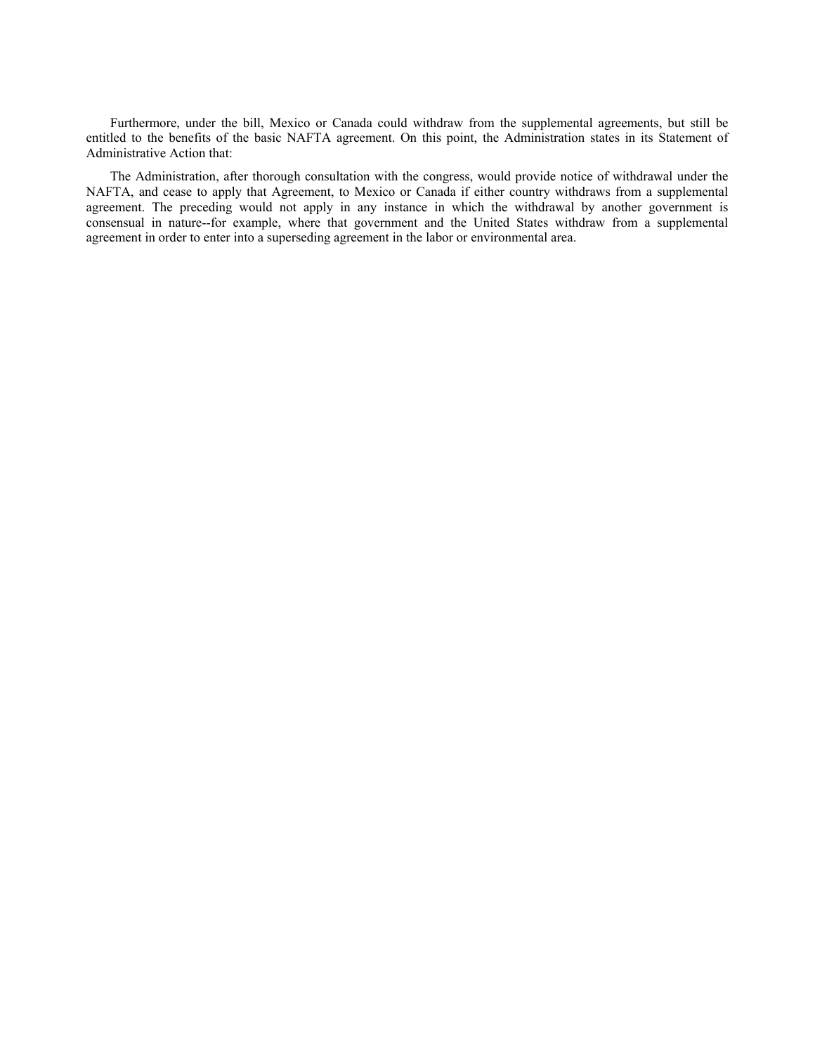Furthermore, under the bill, Mexico or Canada could withdraw from the supplemental agreements, but still be entitled to the benefits of the basic NAFTA agreement. On this point, the Administration states in its Statement of Administrative Action that:

The Administration, after thorough consultation with the congress, would provide notice of withdrawal under the NAFTA, and cease to apply that Agreement, to Mexico or Canada if either country withdraws from a supplemental agreement. The preceding would not apply in any instance in which the withdrawal by another government is consensual in nature--for example, where that government and the United States withdraw from a supplemental agreement in order to enter into a superseding agreement in the labor or environmental area.